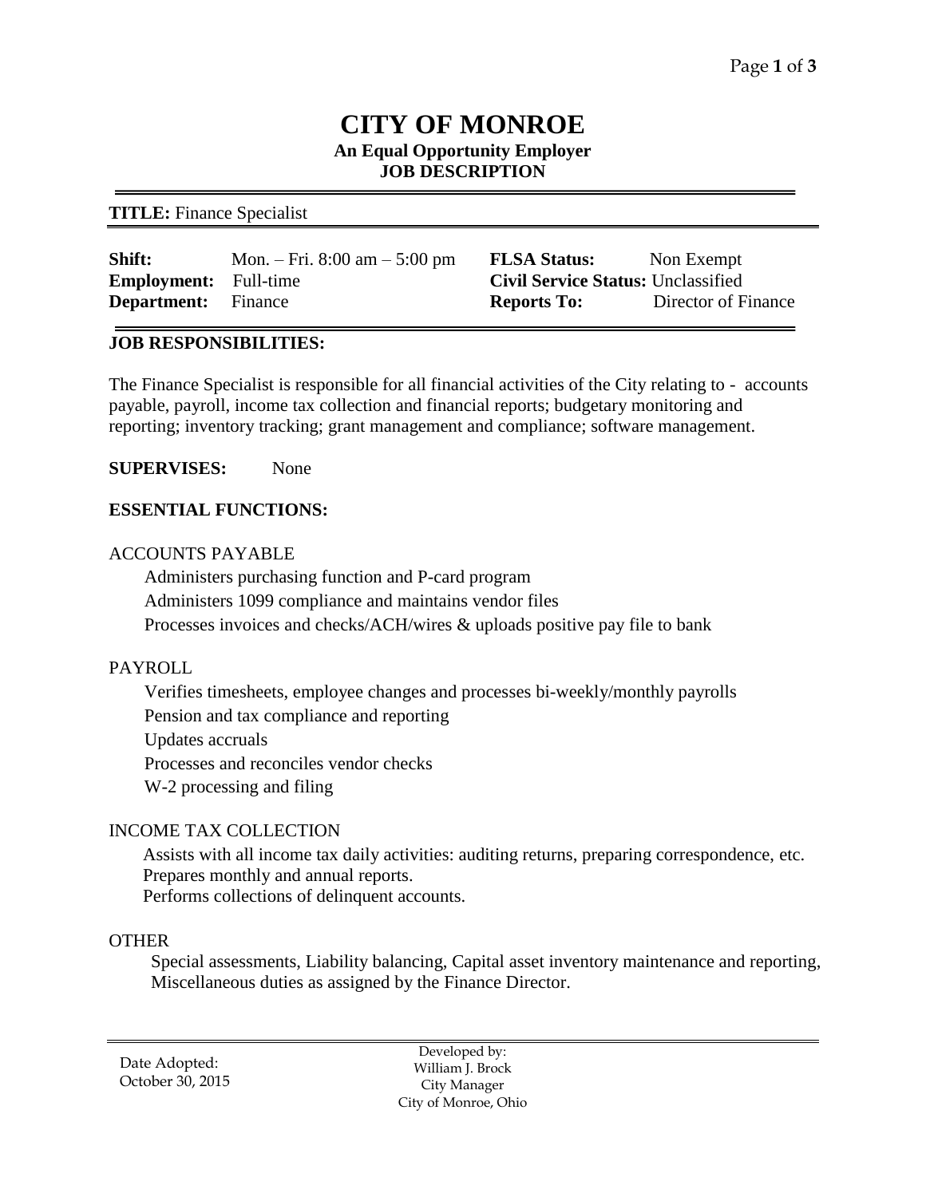# CITY OF MONROE

**An Equal Opportunity Employer**
**JOB DESCRIPTION**

**TITLE:** Finance Specialist

| | | | |
|---|---|---|---|
| **Shift:** | Mon. – Fri. 8:00 am – 5:00 pm | **FLSA Status:** | Non Exempt |
| **Employment:** | Full-time | **Civil Service Status:** | Unclassified |
| **Department:** | Finance | **Reports To:** | Director of Finance |

**JOB RESPONSIBILITIES:**

The Finance Specialist is responsible for all financial activities of the City relating to - accounts payable, payroll, income tax collection and financial reports; budgetary monitoring and reporting; inventory tracking; grant management and compliance; software management.

**SUPERVISES:** None

**ESSENTIAL FUNCTIONS:**

ACCOUNTS PAYABLE

- Administers purchasing function and P-card program
- Administers 1099 compliance and maintains vendor files
- Processes invoices and checks/ACH/wires & uploads positive pay file to bank

PAYROLL

- Verifies timesheets, employee changes and processes bi-weekly/monthly payrolls
- Pension and tax compliance and reporting
- Updates accruals
- Processes and reconciles vendor checks
- W-2 processing and filing

INCOME TAX COLLECTION

- Assists with all income tax daily activities: auditing returns, preparing correspondence, etc.
- Prepares monthly and annual reports.
- Performs collections of delinquent accounts.

OTHER

Special assessments, Liability balancing, Capital asset inventory maintenance and reporting, Miscellaneous duties as assigned by the Finance Director.

Date Adopted:
October 30, 2015

Developed by:
William J. Brock
City Manager
City of Monroe, Ohio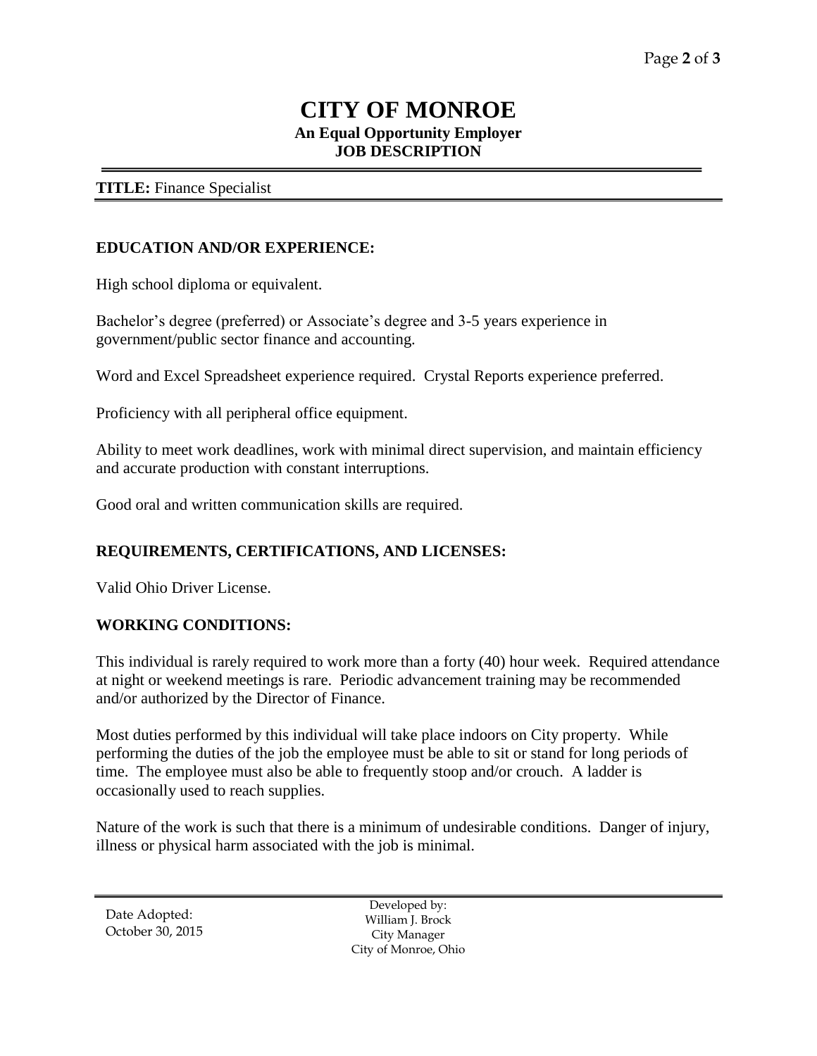# CITY OF MONROE

**An Equal Opportunity Employer**
**JOB DESCRIPTION**

**TITLE:** Finance Specialist

## EDUCATION AND/OR EXPERIENCE:

High school diploma or equivalent.

Bachelor's degree (preferred) or Associate's degree and 3-5 years experience in government/public sector finance and accounting.

Word and Excel Spreadsheet experience required. Crystal Reports experience preferred.

Proficiency with all peripheral office equipment.

Ability to meet work deadlines, work with minimal direct supervision, and maintain efficiency and accurate production with constant interruptions.

Good oral and written communication skills are required.

## REQUIREMENTS, CERTIFICATIONS, AND LICENSES:

Valid Ohio Driver License.

## WORKING CONDITIONS:

This individual is rarely required to work more than a forty (40) hour week. Required attendance at night or weekend meetings is rare. Periodic advancement training may be recommended and/or authorized by the Director of Finance.

Most duties performed by this individual will take place indoors on City property. While performing the duties of the job the employee must be able to sit or stand for long periods of time. The employee must also be able to frequently stoop and/or crouch. A ladder is occasionally used to reach supplies.

Nature of the work is such that there is a minimum of undesirable conditions. Danger of injury, illness or physical harm associated with the job is minimal.

Date Adopted:
October 30, 2015

Developed by:
William J. Brock
City Manager
City of Monroe, Ohio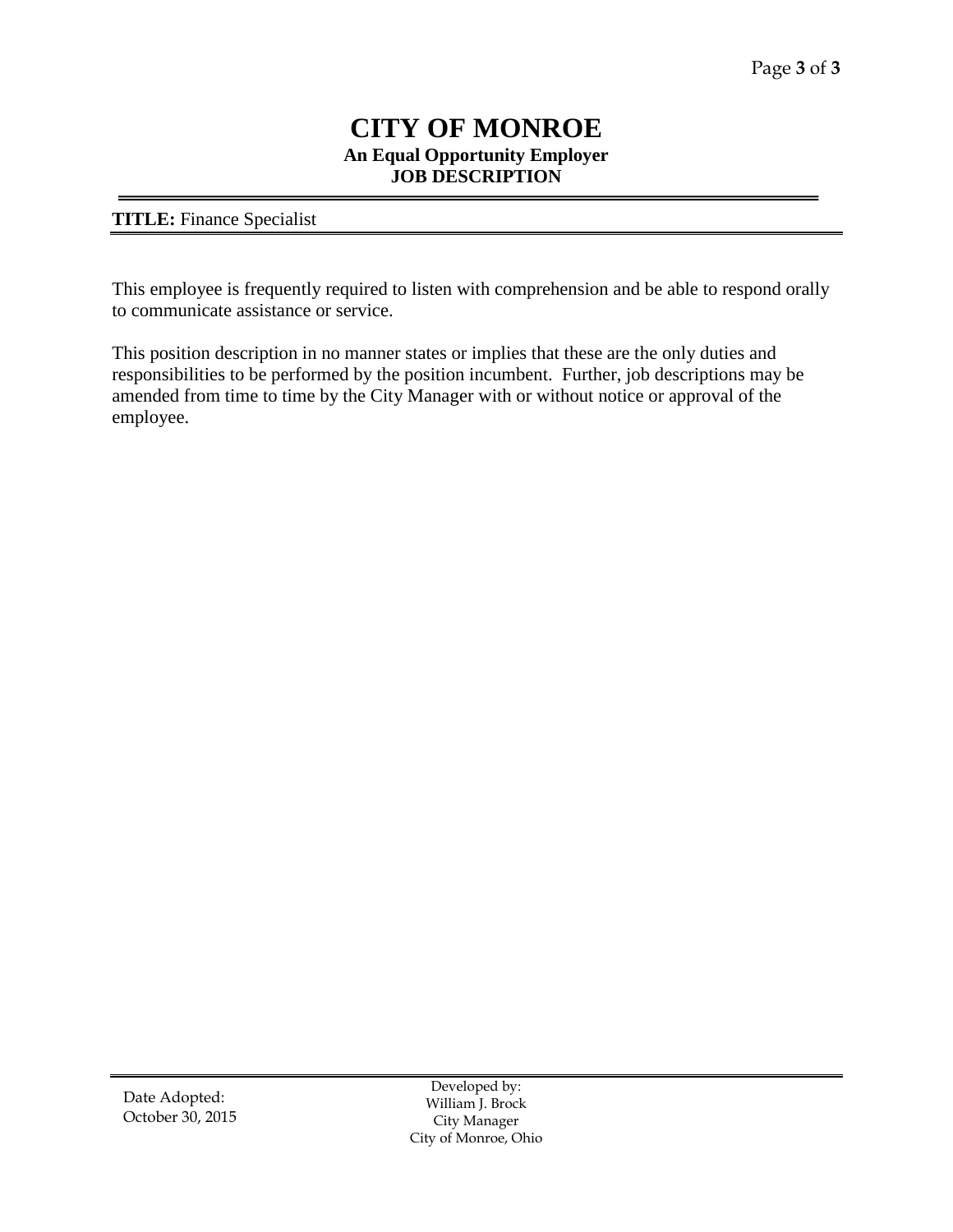# CITY OF MONROE

**An Equal Opportunity Employer**
**JOB DESCRIPTION**

**TITLE:** Finance Specialist

This employee is frequently required to listen with comprehension and be able to respond orally to communicate assistance or service.

This position description in no manner states or implies that these are the only duties and responsibilities to be performed by the position incumbent. Further, job descriptions may be amended from time to time by the City Manager with or without notice or approval of the employee.

Date Adopted:
October 30, 2015

Developed by:
William J. Brock
City Manager
City of Monroe, Ohio